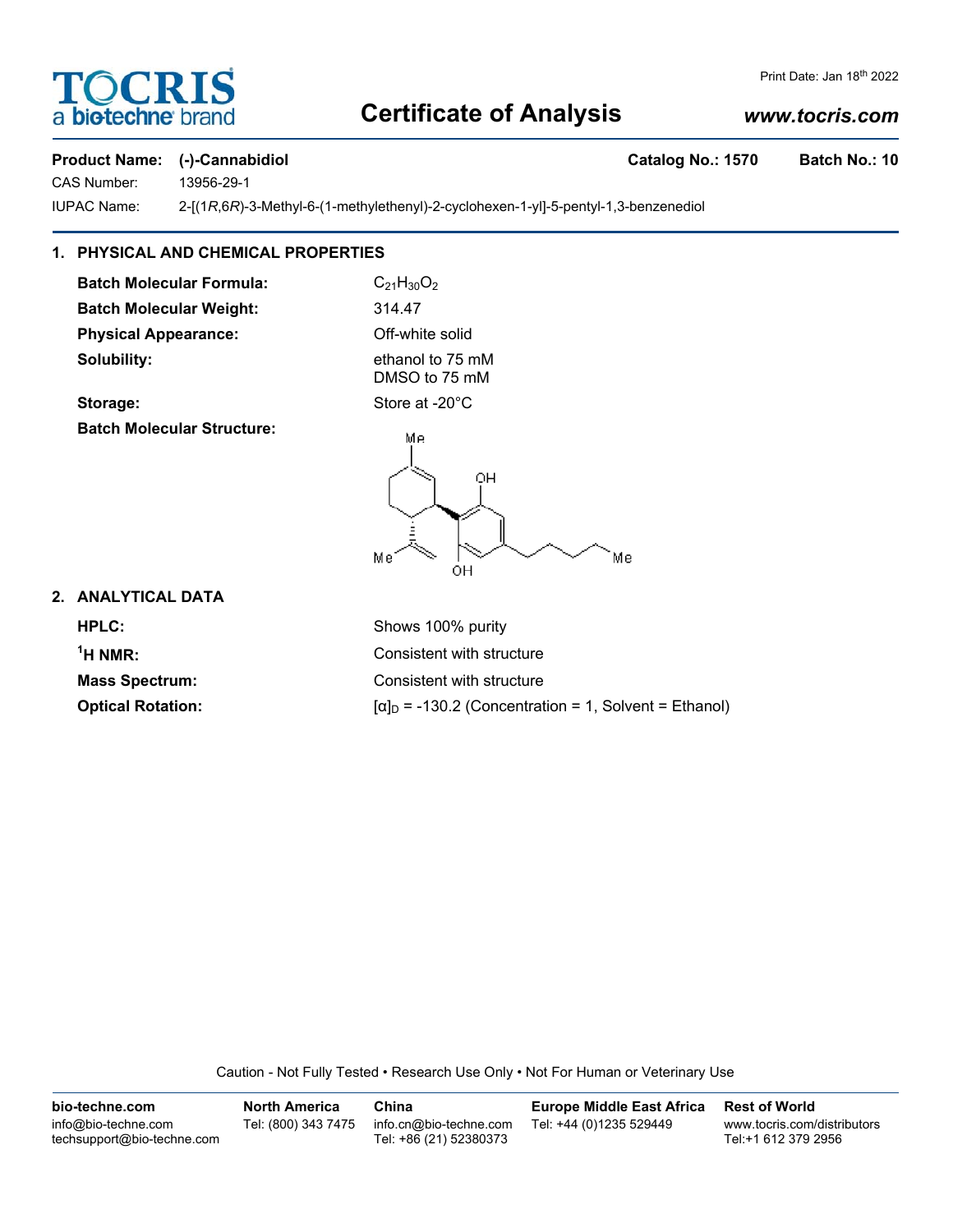Print Date: Jan 18th 2022

# Certificate of Analysis

*www.tocris.com*

**Product Name: (-)-Cannabidiol** **Catalog No.: 1570** **Batch No.: 10**

CAS Number: 13956-29-1

IUPAC Name: 2-[(1*R*,6*R*)-3-Methyl-6-(1-methylethenyl)-2-cyclohexen-1-yl]-5-pentyl-1,3-benzenediol

## 1. PHYSICAL AND CHEMICAL PROPERTIES

**Batch Molecular Formula:** $C_{21}H_{30}O_2$

**Batch Molecular Weight:** 314.47

**Physical Appearance:** Off-white solid

**Solubility:** ethanol to 75 mM
DMSO to 75 mM

**Storage:** Store at -20°C

**Batch Molecular Structure:**

## 2. ANALYTICAL DATA

**HPLC:** Shows 100% purity

**$^1$H NMR:** Consistent with structure

**Mass Spectrum:** Consistent with structure

**Optical Rotation:** $[\alpha]_D$ = -130.2 (Concentration = 1, Solvent = Ethanol)

Caution - Not Fully Tested • Research Use Only • Not For Human or Veterinary Use

| bio-techne.com | North America | China | Europe Middle East Africa | Rest of World |
| --- | --- | --- | --- | --- |
| info@bio-techne.com<br>techsupport@bio-techne.com | Tel: (800) 343 7475 | info.cn@bio-techne.com<br>Tel: +86 (21) 52380373 | Tel: +44 (0)1235 529449 | www.tocris.com/distributors<br>Tel:+1 612 379 2956 |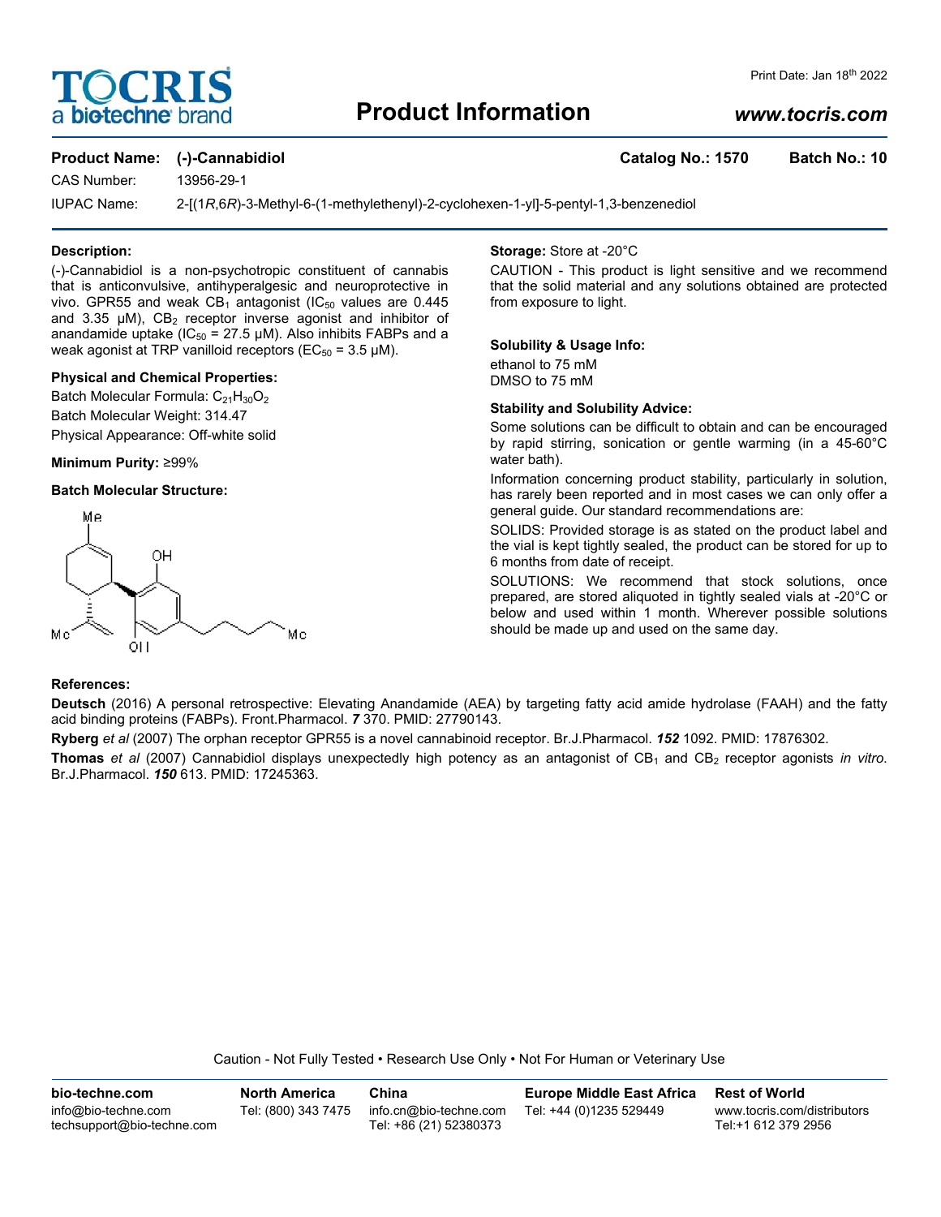# Product Information

**Product Name:** **(-)-Cannabidiol** **Catalog No.: 1570** **Batch No.: 10**

CAS Number: 13956-29-1

IUPAC Name: 2-[(1*R*,6*R*)-3-Methyl-6-(1-methylethenyl)-2-cyclohexen-1-yl]-5-pentyl-1,3-benzenediol

### Description:

(-)-Cannabidiol is a non-psychotropic constituent of cannabis that is anticonvulsive, antihyperalgesic and neuroprotective in vivo. GPR55 and weak $CB_1$ antagonist ($IC_{50}$ values are 0.445 and 3.35 μM), $CB_2$ receptor inverse agonist and inhibitor of anandamide uptake ($IC_{50}$ = 27.5 μM). Also inhibits FABPs and a weak agonist at TRP vanilloid receptors ($EC_{50}$ = 3.5 μM).

### Physical and Chemical Properties:

Batch Molecular Formula: $C_{21}H_{30}O_2$

Batch Molecular Weight: 314.47

Physical Appearance: Off-white solid

**Minimum Purity:** ≥99%

### Batch Molecular Structure:

Me

OH

Me

OH

Me

### Storage: Store at -20°C

CAUTION - This product is light sensitive and we recommend that the solid material and any solutions obtained are protected from exposure to light.

### Solubility & Usage Info:

ethanol to 75 mM
DMSO to 75 mM

### Stability and Solubility Advice:

Some solutions can be difficult to obtain and can be encouraged by rapid stirring, sonication or gentle warming (in a 45-60°C water bath).

Information concerning product stability, particularly in solution, has rarely been reported and in most cases we can only offer a general guide. Our standard recommendations are:

SOLIDS: Provided storage is as stated on the product label and the vial is kept tightly sealed, the product can be stored for up to 6 months from date of receipt.

SOLUTIONS: We recommend that stock solutions, once prepared, are stored aliquoted in tightly sealed vials at -20°C or below and used within 1 month. Wherever possible solutions should be made up and used on the same day.

### References:

**Deutsch** (2016) A personal retrospective: Elevating Anandamide (AEA) by targeting fatty acid amide hydrolase (FAAH) and the fatty acid binding proteins (FABPs). Front.Pharmacol. ***7*** 370. PMID: 27790143.

**Ryberg** *et al* (2007) The orphan receptor GPR55 is a novel cannabinoid receptor. Br.J.Pharmacol. ***152*** 1092. PMID: 17876302.

**Thomas** *et al* (2007) Cannabidiol displays unexpectedly high potency as an antagonist of $CB_1$ and $CB_2$ receptor agonists *in vitro*. Br.J.Pharmacol. ***150*** 613. PMID: 17245363.

Caution - Not Fully Tested • Research Use Only • Not For Human or Veterinary Use

**bio-techne.com**
info@bio-techne.com
techsupport@bio-techne.com

**North America**
Tel: (800) 343 7475

**China**
info.cn@bio-techne.com
Tel: +86 (21) 52380373

**Europe Middle East Africa**
Tel: +44 (0)1235 529449

**Rest of World**
www.tocris.com/distributors
Tel:+1 612 379 2956